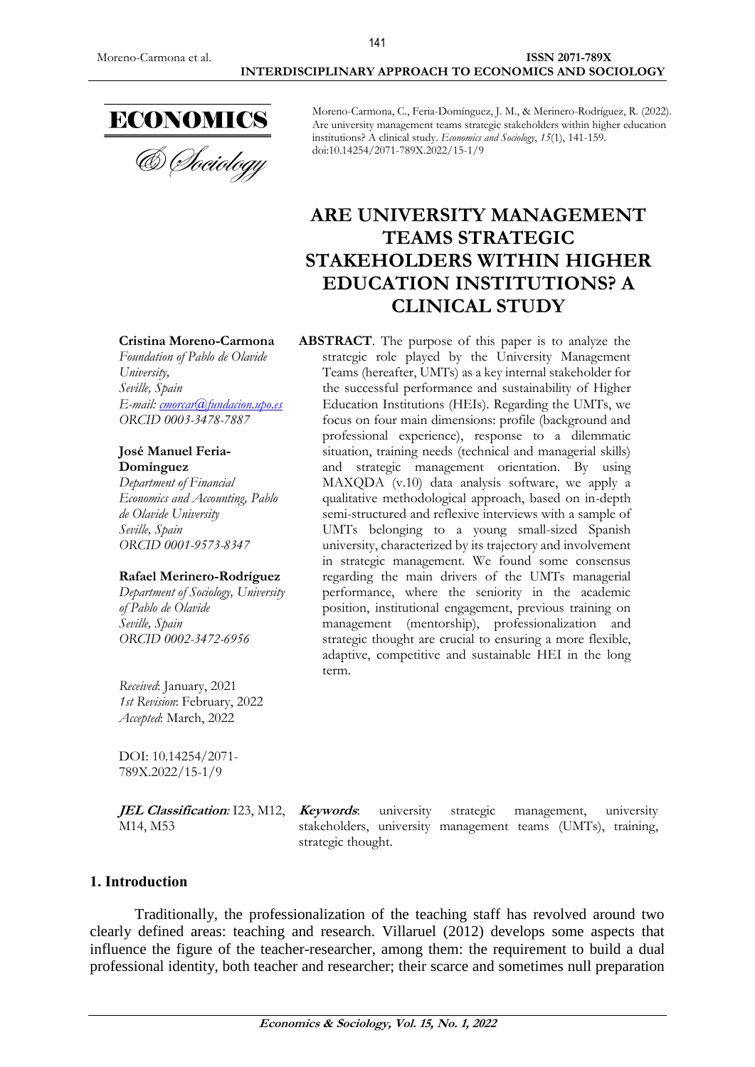Moreno-Carmona, C., Feria-Domínguez, J. M., & Merinero-Rodríguez, R. (2022). Are university management teams strategic stakeholders within higher education institutions? A clinical study. *Economics and Sociology*, *15*(1), 141-159. doi:10.14254/2071-789X.2022/15-1/9

# ARE UNIVERSITY MANAGEMENT TEAMS STRATEGIC STAKEHOLDERS WITHIN HIGHER EDUCATION INSTITUTIONS? A CLINICAL STUDY

**Cristina Moreno-Carmona**
*Foundation of Pablo de Olavide University,*
*Seville, Spain*
*E-mail: cmorcar@fundacion.upo.es*
*ORCID 0003-3478-7887*

**José Manuel Feria-Domínguez**
*Department of Financial Economics and Accounting, Pablo de Olavide University*
*Seville, Spain*
*ORCID 0001-9573-8347*

**Rafael Merinero-Rodríguez**
*Department of Sociology, University of Pablo de Olavide*
*Seville, Spain*
*ORCID 0002-3472-6956*

*Received*: January, 2021
*1st Revision*: February, 2022
*Accepted*: March, 2022

DOI: 10.14254/2071-789X.2022/15-1/9

**ABSTRACT**. The purpose of this paper is to analyze the strategic role played by the University Management Teams (hereafter, UMTs) as a key internal stakeholder for the successful performance and sustainability of Higher Education Institutions (HEIs). Regarding the UMTs, we focus on four main dimensions: profile (background and professional experience), response to a dilemmatic situation, training needs (technical and managerial skills) and strategic management orientation. By using MAXQDA (v.10) data analysis software, we apply a qualitative methodological approach, based on in-depth semi-structured and reflexive interviews with a sample of UMTs belonging to a young small-sized Spanish university, characterized by its trajectory and involvement in strategic management. We found some consensus regarding the main drivers of the UMTs managerial performance, where the seniority in the academic position, institutional engagement, previous training on management (mentorship), professionalization and strategic thought are crucial to ensuring a more flexible, adaptive, competitive and sustainable HEI in the long term.

***JEL Classification**:* I23, M12, M14, M53

***Keywords***: university strategic management, university stakeholders, university management teams (UMTs), training, strategic thought.

## 1. Introduction

Traditionally, the professionalization of the teaching staff has revolved around two clearly defined areas: teaching and research. Villaruel (2012) develops some aspects that influence the figure of the teacher-researcher, among them: the requirement to build a dual professional identity, both teacher and researcher; their scarce and sometimes null preparation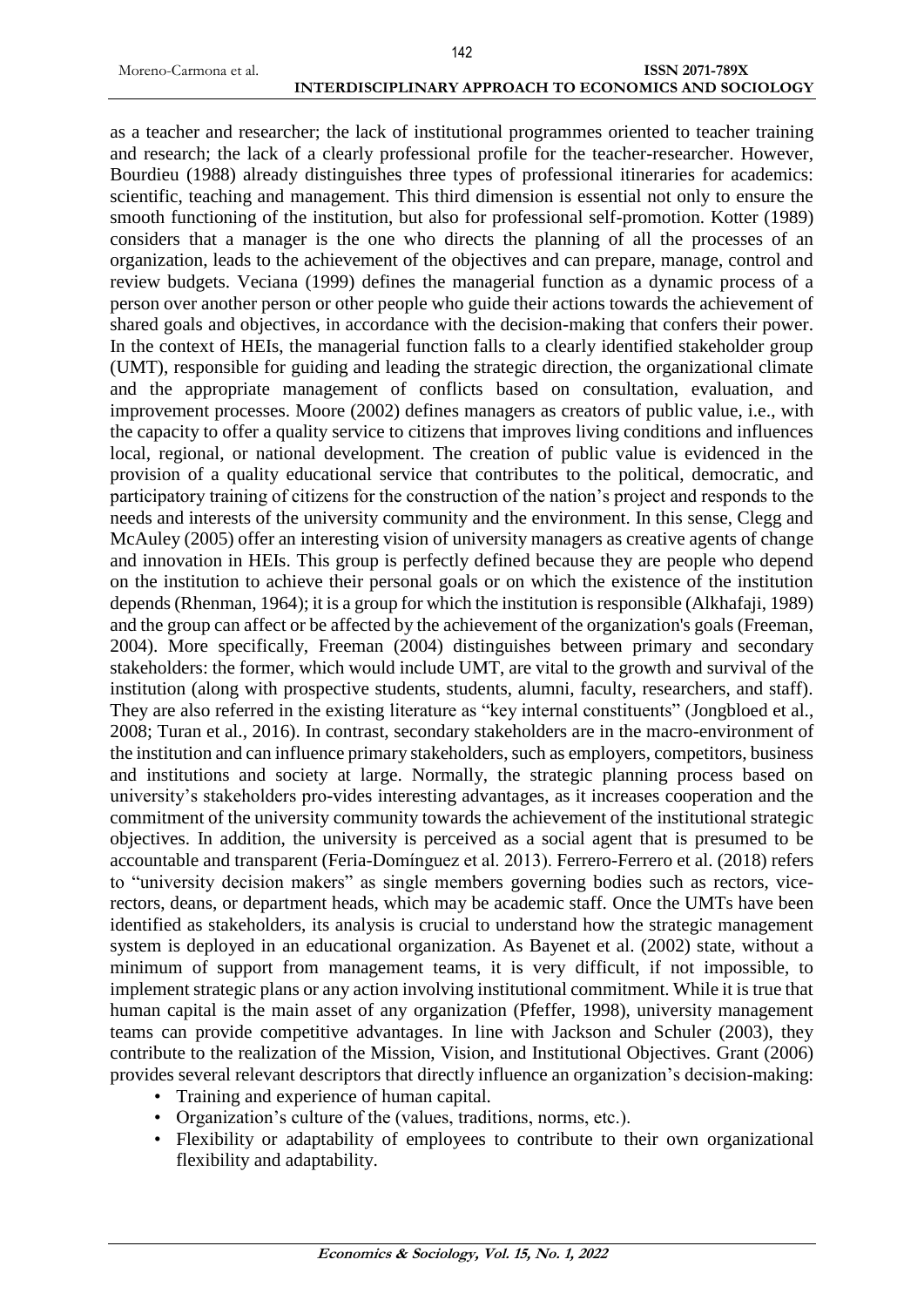as a teacher and researcher; the lack of institutional programmes oriented to teacher training and research; the lack of a clearly professional profile for the teacher-researcher. However, Bourdieu (1988) already distinguishes three types of professional itineraries for academics: scientific, teaching and management. This third dimension is essential not only to ensure the smooth functioning of the institution, but also for professional self-promotion. Kotter (1989) considers that a manager is the one who directs the planning of all the processes of an organization, leads to the achievement of the objectives and can prepare, manage, control and review budgets. Veciana (1999) defines the managerial function as a dynamic process of a person over another person or other people who guide their actions towards the achievement of shared goals and objectives, in accordance with the decision-making that confers their power. In the context of HEIs, the managerial function falls to a clearly identified stakeholder group (UMT), responsible for guiding and leading the strategic direction, the organizational climate and the appropriate management of conflicts based on consultation, evaluation, and improvement processes. Moore (2002) defines managers as creators of public value, i.e., with the capacity to offer a quality service to citizens that improves living conditions and influences local, regional, or national development. The creation of public value is evidenced in the provision of a quality educational service that contributes to the political, democratic, and participatory training of citizens for the construction of the nation's project and responds to the needs and interests of the university community and the environment. In this sense, Clegg and McAuley (2005) offer an interesting vision of university managers as creative agents of change and innovation in HEIs. This group is perfectly defined because they are people who depend on the institution to achieve their personal goals or on which the existence of the institution depends (Rhenman, 1964); it is a group for which the institution is responsible (Alkhafaji, 1989) and the group can affect or be affected by the achievement of the organization's goals (Freeman, 2004). More specifically, Freeman (2004) distinguishes between primary and secondary stakeholders: the former, which would include UMT, are vital to the growth and survival of the institution (along with prospective students, students, alumni, faculty, researchers, and staff). They are also referred in the existing literature as "key internal constituents" (Jongbloed et al., 2008; Turan et al., 2016). In contrast, secondary stakeholders are in the macro-environment of the institution and can influence primary stakeholders, such as employers, competitors, business and institutions and society at large. Normally, the strategic planning process based on university's stakeholders pro-vides interesting advantages, as it increases cooperation and the commitment of the university community towards the achievement of the institutional strategic objectives. In addition, the university is perceived as a social agent that is presumed to be accountable and transparent (Feria-Domínguez et al. 2013). Ferrero-Ferrero et al. (2018) refers to "university decision makers" as single members governing bodies such as rectors, vice-rectors, deans, or department heads, which may be academic staff. Once the UMTs have been identified as stakeholders, its analysis is crucial to understand how the strategic management system is deployed in an educational organization. As Bayenet et al. (2002) state, without a minimum of support from management teams, it is very difficult, if not impossible, to implement strategic plans or any action involving institutional commitment. While it is true that human capital is the main asset of any organization (Pfeffer, 1998), university management teams can provide competitive advantages. In line with Jackson and Schuler (2003), they contribute to the realization of the Mission, Vision, and Institutional Objectives. Grant (2006) provides several relevant descriptors that directly influence an organization's decision-making:

- Training and experience of human capital.
- Organization's culture of the (values, traditions, norms, etc.).
- Flexibility or adaptability of employees to contribute to their own organizational flexibility and adaptability.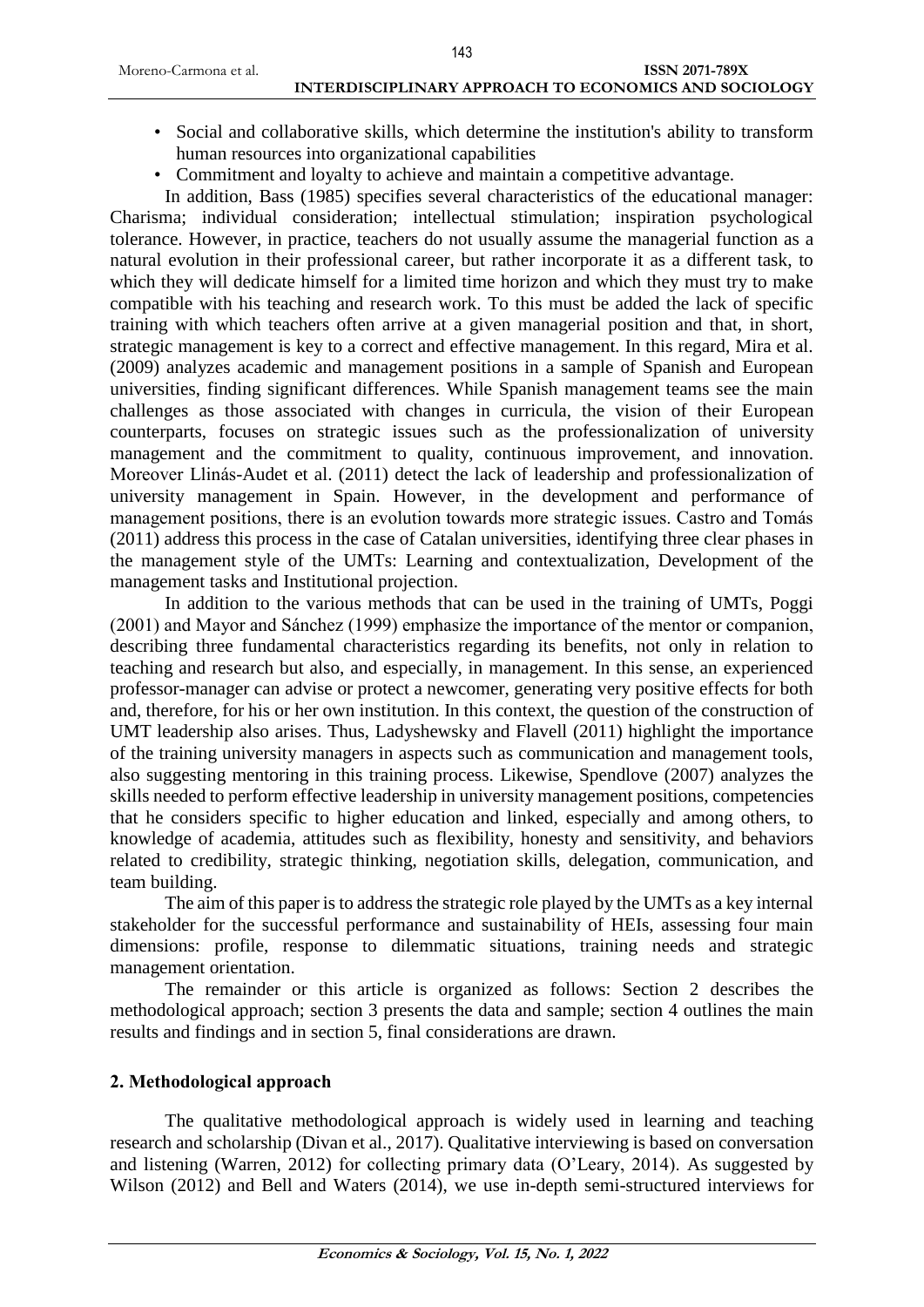- Social and collaborative skills, which determine the institution's ability to transform human resources into organizational capabilities
- Commitment and loyalty to achieve and maintain a competitive advantage.

In addition, Bass (1985) specifies several characteristics of the educational manager: Charisma; individual consideration; intellectual stimulation; inspiration psychological tolerance. However, in practice, teachers do not usually assume the managerial function as a natural evolution in their professional career, but rather incorporate it as a different task, to which they will dedicate himself for a limited time horizon and which they must try to make compatible with his teaching and research work. To this must be added the lack of specific training with which teachers often arrive at a given managerial position and that, in short, strategic management is key to a correct and effective management. In this regard, Mira et al. (2009) analyzes academic and management positions in a sample of Spanish and European universities, finding significant differences. While Spanish management teams see the main challenges as those associated with changes in curricula, the vision of their European counterparts, focuses on strategic issues such as the professionalization of university management and the commitment to quality, continuous improvement, and innovation. Moreover Llinás-Audet et al. (2011) detect the lack of leadership and professionalization of university management in Spain. However, in the development and performance of management positions, there is an evolution towards more strategic issues. Castro and Tomás (2011) address this process in the case of Catalan universities, identifying three clear phases in the management style of the UMTs: Learning and contextualization, Development of the management tasks and Institutional projection.

In addition to the various methods that can be used in the training of UMTs, Poggi (2001) and Mayor and Sánchez (1999) emphasize the importance of the mentor or companion, describing three fundamental characteristics regarding its benefits, not only in relation to teaching and research but also, and especially, in management. In this sense, an experienced professor-manager can advise or protect a newcomer, generating very positive effects for both and, therefore, for his or her own institution. In this context, the question of the construction of UMT leadership also arises. Thus, Ladyshewsky and Flavell (2011) highlight the importance of the training university managers in aspects such as communication and management tools, also suggesting mentoring in this training process. Likewise, Spendlove (2007) analyzes the skills needed to perform effective leadership in university management positions, competencies that he considers specific to higher education and linked, especially and among others, to knowledge of academia, attitudes such as flexibility, honesty and sensitivity, and behaviors related to credibility, strategic thinking, negotiation skills, delegation, communication, and team building.

The aim of this paper is to address the strategic role played by the UMTs as a key internal stakeholder for the successful performance and sustainability of HEIs, assessing four main dimensions: profile, response to dilemmatic situations, training needs and strategic management orientation.

The remainder or this article is organized as follows: Section 2 describes the methodological approach; section 3 presents the data and sample; section 4 outlines the main results and findings and in section 5, final considerations are drawn.

## 2. Methodological approach

The qualitative methodological approach is widely used in learning and teaching research and scholarship (Divan et al., 2017). Qualitative interviewing is based on conversation and listening (Warren, 2012) for collecting primary data (O'Leary, 2014). As suggested by Wilson (2012) and Bell and Waters (2014), we use in-depth semi-structured interviews for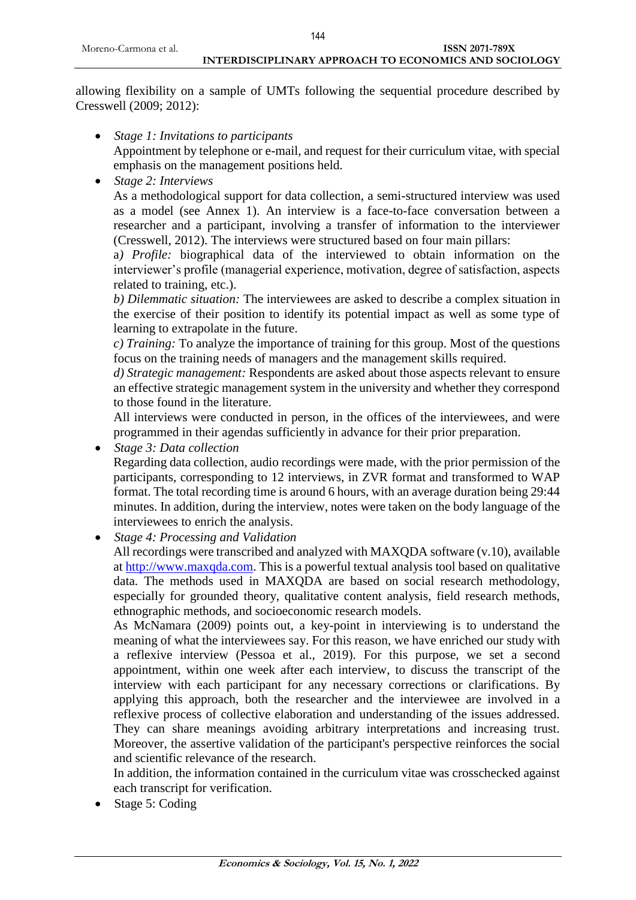allowing flexibility on a sample of UMTs following the sequential procedure described by Cresswell (2009; 2012):

- *Stage 1: Invitations to participants*
  Appointment by telephone or e-mail, and request for their curriculum vitae, with special emphasis on the management positions held.
- *Stage 2: Interviews*
  As a methodological support for data collection, a semi-structured interview was used as a model (see Annex 1). An interview is a face-to-face conversation between a researcher and a participant, involving a transfer of information to the interviewer (Cresswell, 2012). The interviews were structured based on four main pillars:
  a*) Profile:* biographical data of the interviewed to obtain information on the interviewer's profile (managerial experience, motivation, degree of satisfaction, aspects related to training, etc.).
  *b) Dilemmatic situation:* The interviewees are asked to describe a complex situation in the exercise of their position to identify its potential impact as well as some type of learning to extrapolate in the future.
  *c) Training:* To analyze the importance of training for this group. Most of the questions focus on the training needs of managers and the management skills required.
  *d) Strategic management:* Respondents are asked about those aspects relevant to ensure an effective strategic management system in the university and whether they correspond to those found in the literature.
  All interviews were conducted in person, in the offices of the interviewees, and were programmed in their agendas sufficiently in advance for their prior preparation.
- *Stage 3: Data collection*
  Regarding data collection, audio recordings were made, with the prior permission of the participants, corresponding to 12 interviews, in ZVR format and transformed to WAP format. The total recording time is around 6 hours, with an average duration being 29:44 minutes. In addition, during the interview, notes were taken on the body language of the interviewees to enrich the analysis.
- *Stage 4: Processing and Validation*
  All recordings were transcribed and analyzed with MAXQDA software (v.10), available at [http://www.maxqda.com](http://www.maxqda.com). This is a powerful textual analysis tool based on qualitative data. The methods used in MAXQDA are based on social research methodology, especially for grounded theory, qualitative content analysis, field research methods, ethnographic methods, and socioeconomic research models.
  As McNamara (2009) points out, a key-point in interviewing is to understand the meaning of what the interviewees say. For this reason, we have enriched our study with a reflexive interview (Pessoa et al., 2019). For this purpose, we set a second appointment, within one week after each interview, to discuss the transcript of the interview with each participant for any necessary corrections or clarifications. By applying this approach, both the researcher and the interviewee are involved in a reflexive process of collective elaboration and understanding of the issues addressed. They can share meanings avoiding arbitrary interpretations and increasing trust. Moreover, the assertive validation of the participant's perspective reinforces the social and scientific relevance of the research.
  In addition, the information contained in the curriculum vitae was crosschecked against each transcript for verification.
- Stage 5: Coding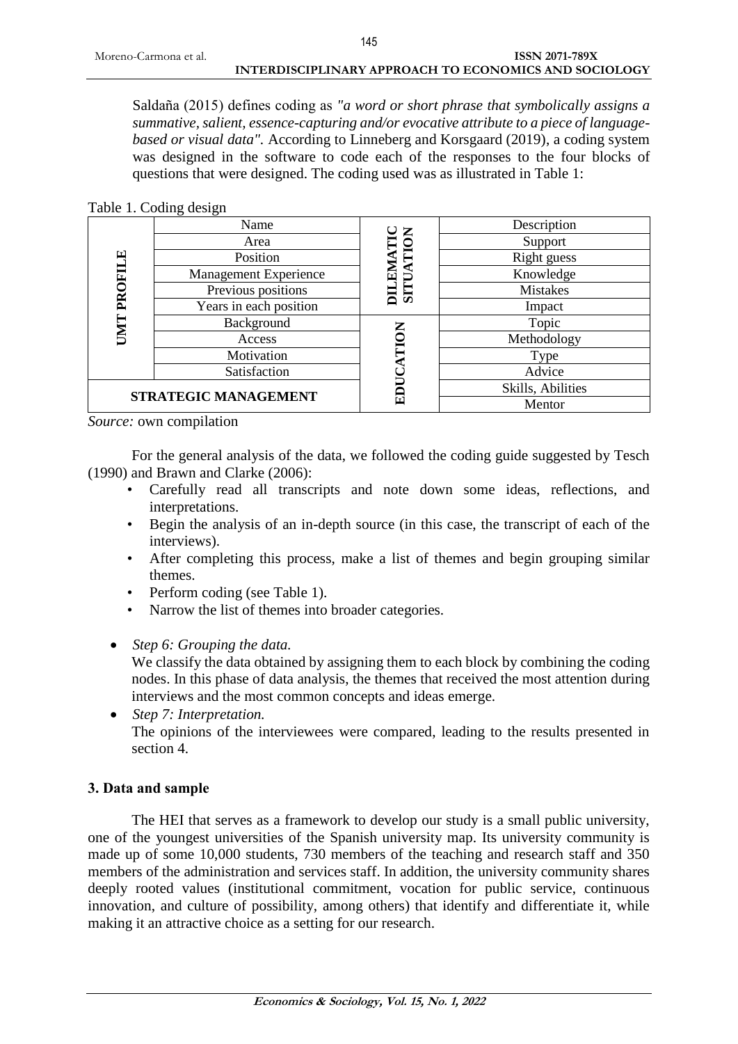Saldaña (2015) defines coding as *"a word or short phrase that symbolically assigns a summative, salient, essence-capturing and/or evocative attribute to a piece of language-based or visual data"*. According to Linneberg and Korsgaard (2019), a coding system was designed in the software to code each of the responses to the four blocks of questions that were designed. The coding used was as illustrated in Table 1:

Table 1. Coding design

| | | | |
|---|---|---|---|
| **UMT PROFILE** | Name | **DILEMATIC SITUATION** | Description |
| | Area | | Support |
| | Position | | Right guess |
| | Management Experience | | Knowledge |
| | Previous positions | | Mistakes |
| | Years in each position | | Impact |
| | Background | **EDUCATION** | Topic |
| | Access | | Methodology |
| | Motivation | | Type |
| | Satisfaction | | Advice |
| **STRATEGIC MANAGEMENT** | | | Skills, Abilities |
| | | | Mentor |

*Source:* own compilation

For the general analysis of the data, we followed the coding guide suggested by Tesch (1990) and Brawn and Clarke (2006):

- Carefully read all transcripts and note down some ideas, reflections, and interpretations.
- Begin the analysis of an in-depth source (in this case, the transcript of each of the interviews).
- After completing this process, make a list of themes and begin grouping similar themes.
- Perform coding (see Table 1).
- Narrow the list of themes into broader categories.

- *Step 6: Grouping the data.*
  We classify the data obtained by assigning them to each block by combining the coding nodes. In this phase of data analysis, the themes that received the most attention during interviews and the most common concepts and ideas emerge.
- *Step 7: Interpretation.*
  The opinions of the interviewees were compared, leading to the results presented in section 4.

## 3. Data and sample

The HEI that serves as a framework to develop our study is a small public university, one of the youngest universities of the Spanish university map. Its university community is made up of some 10,000 students, 730 members of the teaching and research staff and 350 members of the administration and services staff. In addition, the university community shares deeply rooted values (institutional commitment, vocation for public service, continuous innovation, and culture of possibility, among others) that identify and differentiate it, while making it an attractive choice as a setting for our research.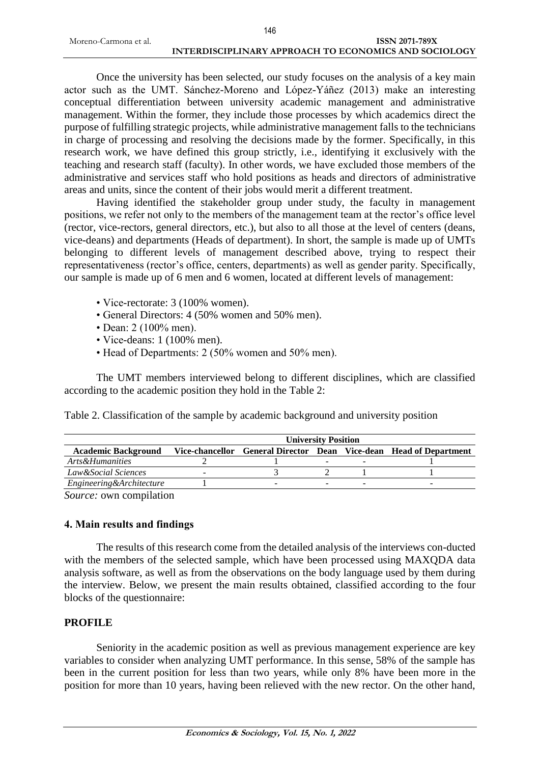Once the university has been selected, our study focuses on the analysis of a key main actor such as the UMT. Sánchez-Moreno and López-Yáñez (2013) make an interesting conceptual differentiation between university academic management and administrative management. Within the former, they include those processes by which academics direct the purpose of fulfilling strategic projects, while administrative management falls to the technicians in charge of processing and resolving the decisions made by the former. Specifically, in this research work, we have defined this group strictly, i.e., identifying it exclusively with the teaching and research staff (faculty). In other words, we have excluded those members of the administrative and services staff who hold positions as heads and directors of administrative areas and units, since the content of their jobs would merit a different treatment.

Having identified the stakeholder group under study, the faculty in management positions, we refer not only to the members of the management team at the rector's office level (rector, vice-rectors, general directors, etc.), but also to all those at the level of centers (deans, vice-deans) and departments (Heads of department). In short, the sample is made up of UMTs belonging to different levels of management described above, trying to respect their representativeness (rector's office, centers, departments) as well as gender parity. Specifically, our sample is made up of 6 men and 6 women, located at different levels of management:

- Vice-rectorate: 3 (100% women).
- General Directors: 4 (50% women and 50% men).
- Dean: 2 (100% men).
- Vice-deans: 1 (100% men).
- Head of Departments: 2 (50% women and 50% men).

The UMT members interviewed belong to different disciplines, which are classified according to the academic position they hold in the Table 2:

Table 2. Classification of the sample by academic background and university position

| | University Position | | | | |
|---|---|---|---|---|---|
| **Academic Background** | **Vice-chancellor** | **General Director** | **Dean** | **Vice-dean** | **Head of Department** |
| *Arts&Humanities* | 2 | 1 | - | - | 1 |
| *Law&Social Sciences* | - | 3 | 2 | 1 | 1 |
| *Engineering&Architecture* | 1 | - | - | - | - |

*Source:* own compilation

## 4. Main results and findings

The results of this research come from the detailed analysis of the interviews con-ducted with the members of the selected sample, which have been processed using MAXQDA data analysis software, as well as from the observations on the body language used by them during the interview. Below, we present the main results obtained, classified according to the four blocks of the questionnaire:

## PROFILE

Seniority in the academic position as well as previous management experience are key variables to consider when analyzing UMT performance. In this sense, 58% of the sample has been in the current position for less than two years, while only 8% have been more in the position for more than 10 years, having been relieved with the new rector. On the other hand,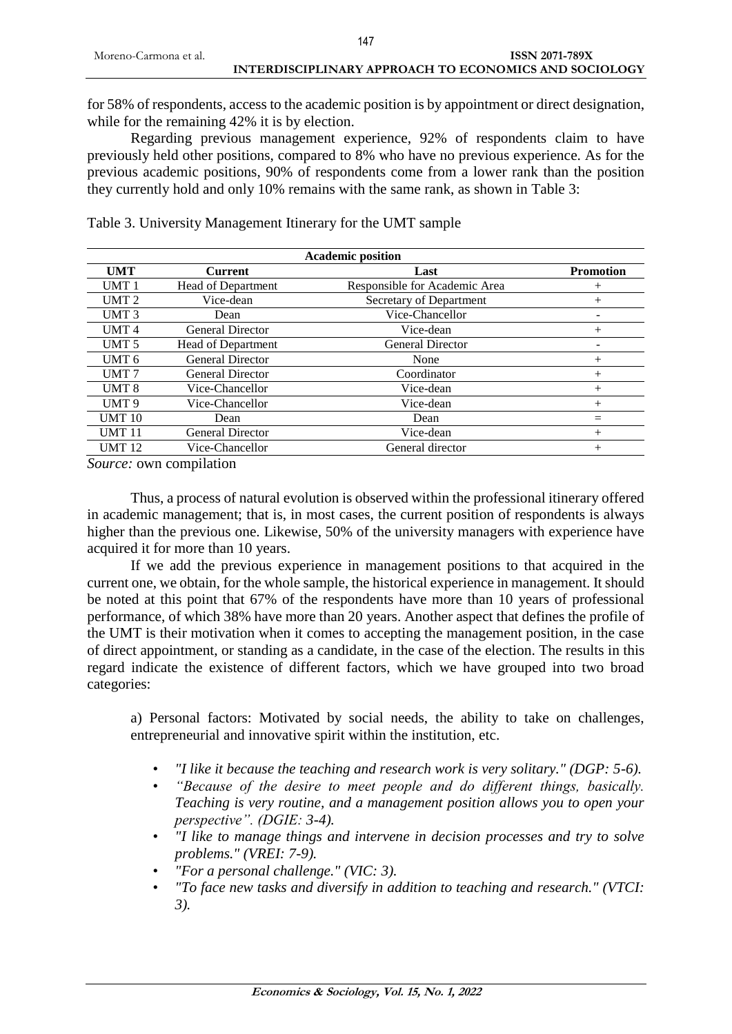for 58% of respondents, access to the academic position is by appointment or direct designation, while for the remaining 42% it is by election.

Regarding previous management experience, 92% of respondents claim to have previously held other positions, compared to 8% who have no previous experience. As for the previous academic positions, 90% of respondents come from a lower rank than the position they currently hold and only 10% remains with the same rank, as shown in Table 3:

Table 3. University Management Itinerary for the UMT sample

| | Academic position | | |
|---|---|---|---|
| **UMT** | **Current** | **Last** | **Promotion** |
| UMT 1 | Head of Department | Responsible for Academic Area | + |
| UMT 2 | Vice-dean | Secretary of Department | + |
| UMT 3 | Dean | Vice-Chancellor | - |
| UMT 4 | General Director | Vice-dean | + |
| UMT 5 | Head of Department | General Director | - |
| UMT 6 | General Director | None | + |
| UMT 7 | General Director | Coordinator | + |
| UMT 8 | Vice-Chancellor | Vice-dean | + |
| UMT 9 | Vice-Chancellor | Vice-dean | + |
| UMT 10 | Dean | Dean | = |
| UMT 11 | General Director | Vice-dean | + |
| UMT 12 | Vice-Chancellor | General director | + |

*Source:* own compilation

Thus, a process of natural evolution is observed within the professional itinerary offered in academic management; that is, in most cases, the current position of respondents is always higher than the previous one. Likewise, 50% of the university managers with experience have acquired it for more than 10 years.

If we add the previous experience in management positions to that acquired in the current one, we obtain, for the whole sample, the historical experience in management. It should be noted at this point that 67% of the respondents have more than 10 years of professional performance, of which 38% have more than 20 years. Another aspect that defines the profile of the UMT is their motivation when it comes to accepting the management position, in the case of direct appointment, or standing as a candidate, in the case of the election. The results in this regard indicate the existence of different factors, which we have grouped into two broad categories:

a) Personal factors: Motivated by social needs, the ability to take on challenges, entrepreneurial and innovative spirit within the institution, etc.

- *"I like it because the teaching and research work is very solitary." (DGP: 5-6).*
- *"Because of the desire to meet people and do different things, basically. Teaching is very routine, and a management position allows you to open your perspective". (DGIE: 3-4).*
- *"I like to manage things and intervene in decision processes and try to solve problems." (VREI: 7-9).*
- *"For a personal challenge." (VIC: 3).*
- *"To face new tasks and diversify in addition to teaching and research." (VTCI: 3).*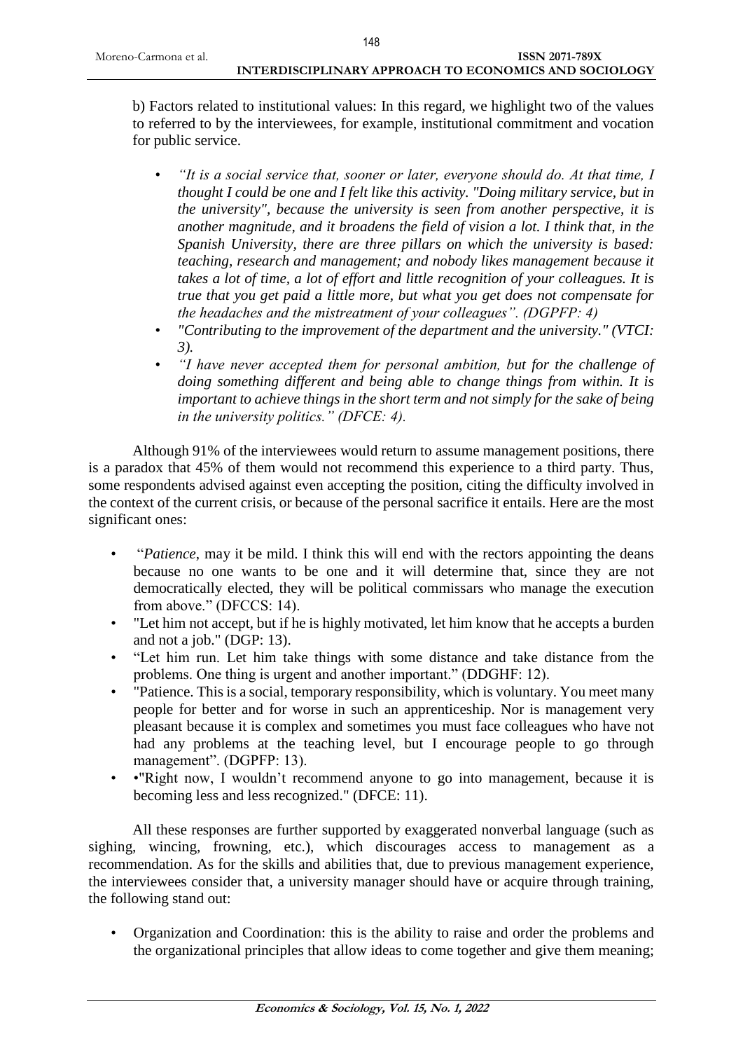b) Factors related to institutional values: In this regard, we highlight two of the values to referred to by the interviewees, for example, institutional commitment and vocation for public service.

- *"It is a social service that, sooner or later, everyone should do. At that time, I thought I could be one and I felt like this activity. "Doing military service, but in the university", because the university is seen from another perspective, it is another magnitude, and it broadens the field of vision a lot. I think that, in the Spanish University, there are three pillars on which the university is based: teaching, research and management; and nobody likes management because it takes a lot of time, a lot of effort and little recognition of your colleagues. It is true that you get paid a little more, but what you get does not compensate for the headaches and the mistreatment of your colleagues". (DGPFP: 4)*
- *"Contributing to the improvement of the department and the university." (VTCI: 3).*
- *"I have never accepted them for personal ambition, but for the challenge of doing something different and being able to change things from within. It is important to achieve things in the short term and not simply for the sake of being in the university politics." (DFCE: 4).*

Although 91% of the interviewees would return to assume management positions, there is a paradox that 45% of them would not recommend this experience to a third party. Thus, some respondents advised against even accepting the position, citing the difficulty involved in the context of the current crisis, or because of the personal sacrifice it entails. Here are the most significant ones:

- "*Patience*, may it be mild. I think this will end with the rectors appointing the deans because no one wants to be one and it will determine that, since they are not democratically elected, they will be political commissars who manage the execution from above." (DFCCS: 14).
- "Let him not accept, but if he is highly motivated, let him know that he accepts a burden and not a job." (DGP: 13).
- "Let him run. Let him take things with some distance and take distance from the problems. One thing is urgent and another important." (DDGHF: 12).
- "Patience. This is a social, temporary responsibility, which is voluntary. You meet many people for better and for worse in such an apprenticeship. Nor is management very pleasant because it is complex and sometimes you must face colleagues who have not had any problems at the teaching level, but I encourage people to go through management". (DGPFP: 13).
- •"Right now, I wouldn't recommend anyone to go into management, because it is becoming less and less recognized." (DFCE: 11).

All these responses are further supported by exaggerated nonverbal language (such as sighing, wincing, frowning, etc.), which discourages access to management as a recommendation. As for the skills and abilities that, due to previous management experience, the interviewees consider that, a university manager should have or acquire through training, the following stand out:

- Organization and Coordination: this is the ability to raise and order the problems and the organizational principles that allow ideas to come together and give them meaning;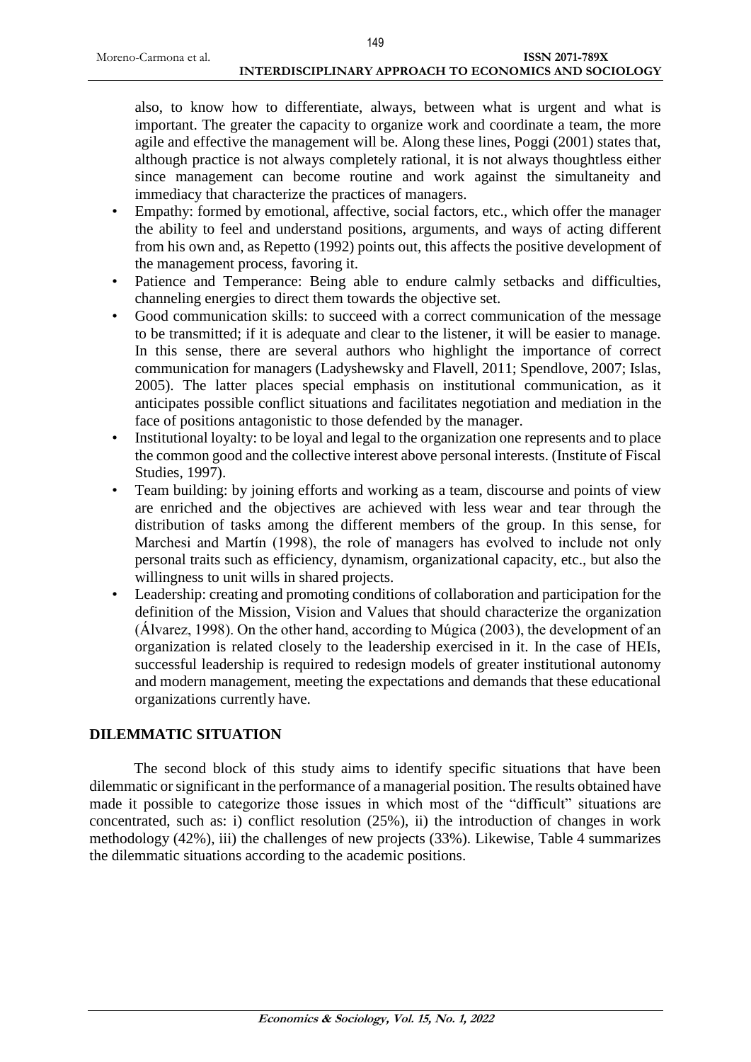also, to know how to differentiate, always, between what is urgent and what is important. The greater the capacity to organize work and coordinate a team, the more agile and effective the management will be. Along these lines, Poggi (2001) states that, although practice is not always completely rational, it is not always thoughtless either since management can become routine and work against the simultaneity and immediacy that characterize the practices of managers.

- Empathy: formed by emotional, affective, social factors, etc., which offer the manager the ability to feel and understand positions, arguments, and ways of acting different from his own and, as Repetto (1992) points out, this affects the positive development of the management process, favoring it.
- Patience and Temperance: Being able to endure calmly setbacks and difficulties, channeling energies to direct them towards the objective set.
- Good communication skills: to succeed with a correct communication of the message to be transmitted; if it is adequate and clear to the listener, it will be easier to manage. In this sense, there are several authors who highlight the importance of correct communication for managers (Ladyshewsky and Flavell, 2011; Spendlove, 2007; Islas, 2005). The latter places special emphasis on institutional communication, as it anticipates possible conflict situations and facilitates negotiation and mediation in the face of positions antagonistic to those defended by the manager.
- Institutional loyalty: to be loyal and legal to the organization one represents and to place the common good and the collective interest above personal interests. (Institute of Fiscal Studies, 1997).
- Team building: by joining efforts and working as a team, discourse and points of view are enriched and the objectives are achieved with less wear and tear through the distribution of tasks among the different members of the group. In this sense, for Marchesi and Martín (1998), the role of managers has evolved to include not only personal traits such as efficiency, dynamism, organizational capacity, etc., but also the willingness to unit wills in shared projects.
- Leadership: creating and promoting conditions of collaboration and participation for the definition of the Mission, Vision and Values that should characterize the organization (Álvarez, 1998). On the other hand, according to Múgica (2003), the development of an organization is related closely to the leadership exercised in it. In the case of HEIs, successful leadership is required to redesign models of greater institutional autonomy and modern management, meeting the expectations and demands that these educational organizations currently have.

## DILEMMATIC SITUATION

The second block of this study aims to identify specific situations that have been dilemmatic or significant in the performance of a managerial position. The results obtained have made it possible to categorize those issues in which most of the "difficult" situations are concentrated, such as: i) conflict resolution (25%), ii) the introduction of changes in work methodology (42%), iii) the challenges of new projects (33%). Likewise, Table 4 summarizes the dilemmatic situations according to the academic positions.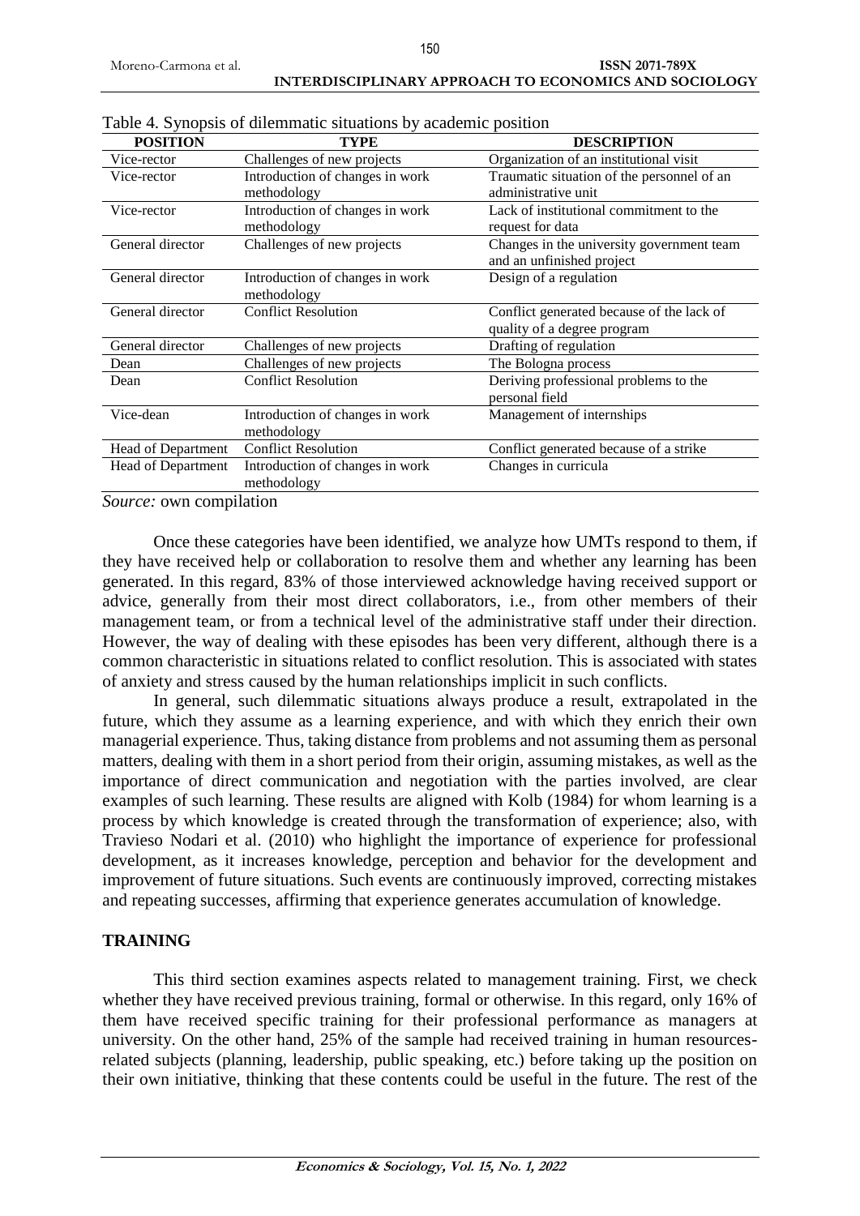Table 4. Synopsis of dilemmatic situations by academic position

| POSITION | TYPE | DESCRIPTION |
|---|---|---|
| Vice-rector | Challenges of new projects | Organization of an institutional visit |
| Vice-rector | Introduction of changes in work methodology | Traumatic situation of the personnel of an administrative unit |
| Vice-rector | Introduction of changes in work methodology | Lack of institutional commitment to the request for data |
| General director | Challenges of new projects | Changes in the university government team and an unfinished project |
| General director | Introduction of changes in work methodology | Design of a regulation |
| General director | Conflict Resolution | Conflict generated because of the lack of quality of a degree program |
| General director | Challenges of new projects | Drafting of regulation |
| Dean | Challenges of new projects | The Bologna process |
| Dean | Conflict Resolution | Deriving professional problems to the personal field |
| Vice-dean | Introduction of changes in work methodology | Management of internships |
| Head of Department | Conflict Resolution | Conflict generated because of a strike |
| Head of Department | Introduction of changes in work methodology | Changes in curricula |

*Source:* own compilation

Once these categories have been identified, we analyze how UMTs respond to them, if they have received help or collaboration to resolve them and whether any learning has been generated. In this regard, 83% of those interviewed acknowledge having received support or advice, generally from their most direct collaborators, i.e., from other members of their management team, or from a technical level of the administrative staff under their direction. However, the way of dealing with these episodes has been very different, although there is a common characteristic in situations related to conflict resolution. This is associated with states of anxiety and stress caused by the human relationships implicit in such conflicts.

In general, such dilemmatic situations always produce a result, extrapolated in the future, which they assume as a learning experience, and with which they enrich their own managerial experience. Thus, taking distance from problems and not assuming them as personal matters, dealing with them in a short period from their origin, assuming mistakes, as well as the importance of direct communication and negotiation with the parties involved, are clear examples of such learning. These results are aligned with Kolb (1984) for whom learning is a process by which knowledge is created through the transformation of experience; also, with Travieso Nodari et al. (2010) who highlight the importance of experience for professional development, as it increases knowledge, perception and behavior for the development and improvement of future situations. Such events are continuously improved, correcting mistakes and repeating successes, affirming that experience generates accumulation of knowledge.

## TRAINING

This third section examines aspects related to management training. First, we check whether they have received previous training, formal or otherwise. In this regard, only 16% of them have received specific training for their professional performance as managers at university. On the other hand, 25% of the sample had received training in human resources-related subjects (planning, leadership, public speaking, etc.) before taking up the position on their own initiative, thinking that these contents could be useful in the future. The rest of the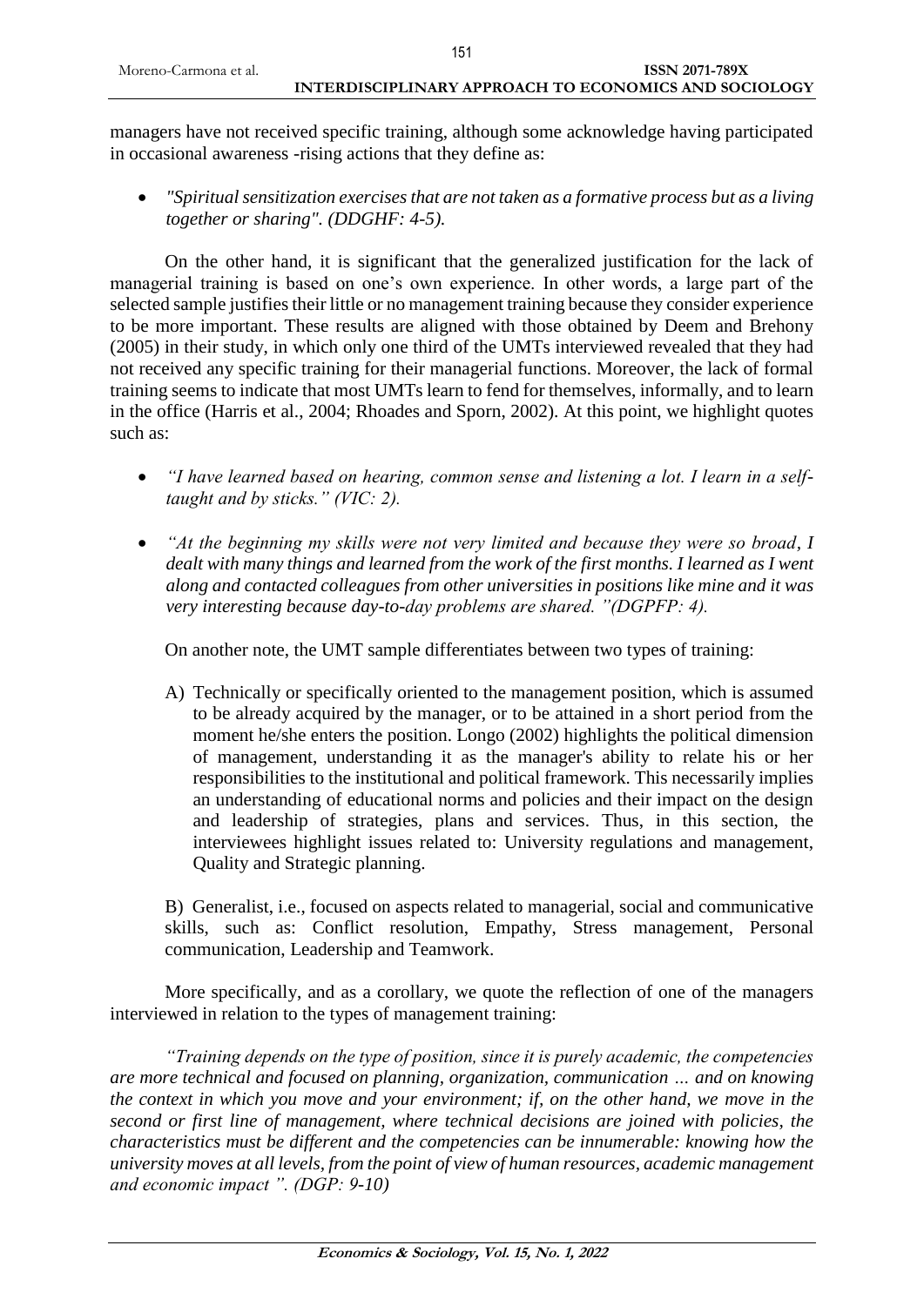managers have not received specific training, although some acknowledge having participated in occasional awareness -rising actions that they define as:

- *"Spiritual sensitization exercises that are not taken as a formative process but as a living together or sharing". (DDGHF: 4-5).*

On the other hand, it is significant that the generalized justification for the lack of managerial training is based on one's own experience. In other words, a large part of the selected sample justifies their little or no management training because they consider experience to be more important. These results are aligned with those obtained by Deem and Brehony (2005) in their study, in which only one third of the UMTs interviewed revealed that they had not received any specific training for their managerial functions. Moreover, the lack of formal training seems to indicate that most UMTs learn to fend for themselves, informally, and to learn in the office (Harris et al., 2004; Rhoades and Sporn, 2002). At this point, we highlight quotes such as:

- *"I have learned based on hearing, common sense and listening a lot. I learn in a self-taught and by sticks." (VIC: 2).*
- *"At the beginning my skills were not very limited and because they were so broad, I dealt with many things and learned from the work of the first months. I learned as I went along and contacted colleagues from other universities in positions like mine and it was very interesting because day-to-day problems are shared. "(DGPFP: 4).*

On another note, the UMT sample differentiates between two types of training:

A) Technically or specifically oriented to the management position, which is assumed to be already acquired by the manager, or to be attained in a short period from the moment he/she enters the position. Longo (2002) highlights the political dimension of management, understanding it as the manager's ability to relate his or her responsibilities to the institutional and political framework. This necessarily implies an understanding of educational norms and policies and their impact on the design and leadership of strategies, plans and services. Thus, in this section, the interviewees highlight issues related to: University regulations and management, Quality and Strategic planning.

B) Generalist, i.e., focused on aspects related to managerial, social and communicative skills, such as: Conflict resolution, Empathy, Stress management, Personal communication, Leadership and Teamwork.

More specifically, and as a corollary, we quote the reflection of one of the managers interviewed in relation to the types of management training:

*"Training depends on the type of position, since it is purely academic, the competencies are more technical and focused on planning, organization, communication … and on knowing the context in which you move and your environment; if, on the other hand, we move in the second or first line of management, where technical decisions are joined with policies, the characteristics must be different and the competencies can be innumerable: knowing how the university moves at all levels, from the point of view of human resources, academic management and economic impact ". (DGP: 9-10)*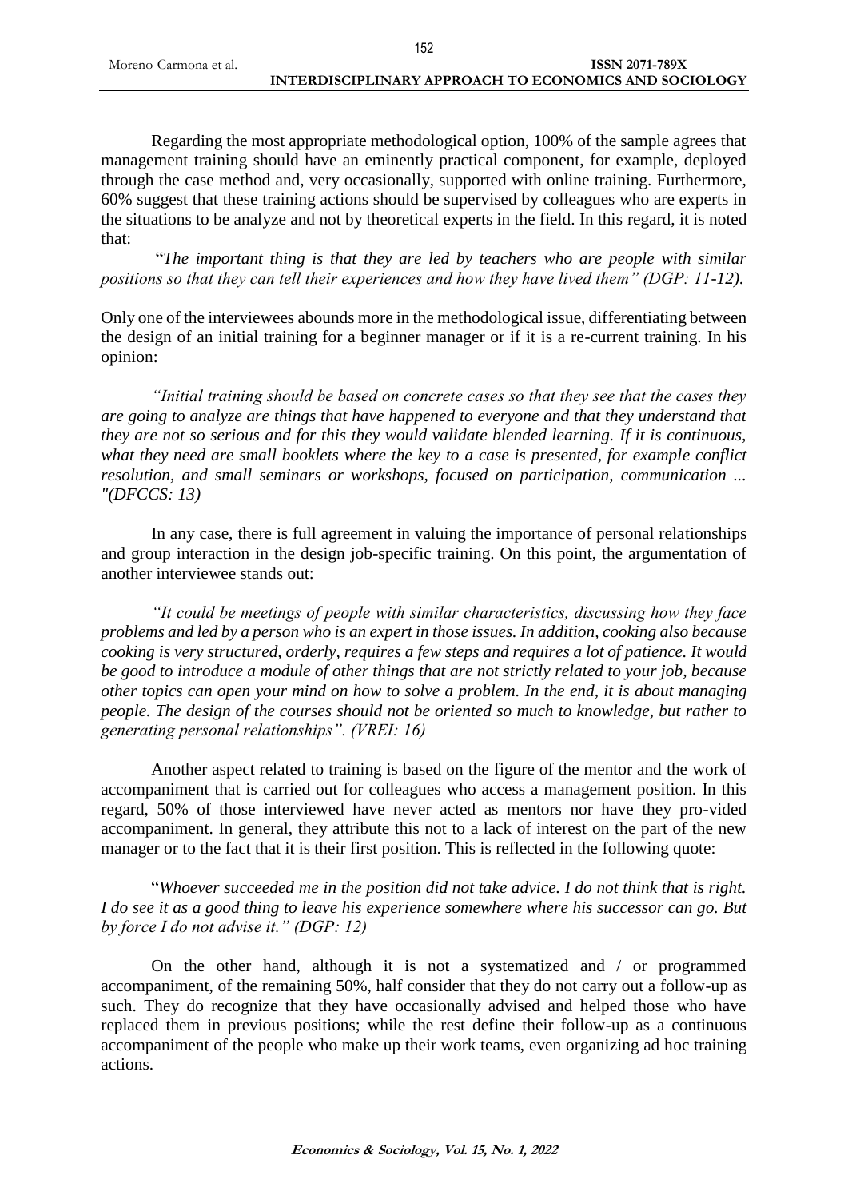Regarding the most appropriate methodological option, 100% of the sample agrees that management training should have an eminently practical component, for example, deployed through the case method and, very occasionally, supported with online training. Furthermore, 60% suggest that these training actions should be supervised by colleagues who are experts in the situations to be analyze and not by theoretical experts in the field. In this regard, it is noted that:

"*The important thing is that they are led by teachers who are people with similar positions so that they can tell their experiences and how they have lived them" (DGP: 11-12).*

Only one of the interviewees abounds more in the methodological issue, differentiating between the design of an initial training for a beginner manager or if it is a re-current training. In his opinion:

*"Initial training should be based on concrete cases so that they see that the cases they are going to analyze are things that have happened to everyone and that they understand that they are not so serious and for this they would validate blended learning. If it is continuous, what they need are small booklets where the key to a case is presented, for example conflict resolution, and small seminars or workshops, focused on participation, communication ... "(DFCCS: 13)*

In any case, there is full agreement in valuing the importance of personal relationships and group interaction in the design job-specific training. On this point, the argumentation of another interviewee stands out:

*"It could be meetings of people with similar characteristics, discussing how they face problems and led by a person who is an expert in those issues. In addition, cooking also because cooking is very structured, orderly, requires a few steps and requires a lot of patience. It would be good to introduce a module of other things that are not strictly related to your job, because other topics can open your mind on how to solve a problem. In the end, it is about managing people. The design of the courses should not be oriented so much to knowledge, but rather to generating personal relationships". (VREI: 16)*

Another aspect related to training is based on the figure of the mentor and the work of accompaniment that is carried out for colleagues who access a management position. In this regard, 50% of those interviewed have never acted as mentors nor have they pro-vided accompaniment. In general, they attribute this not to a lack of interest on the part of the new manager or to the fact that it is their first position. This is reflected in the following quote:

"*Whoever succeeded me in the position did not take advice. I do not think that is right. I do see it as a good thing to leave his experience somewhere where his successor can go. But by force I do not advise it." (DGP: 12)*

On the other hand, although it is not a systematized and / or programmed accompaniment, of the remaining 50%, half consider that they do not carry out a follow-up as such. They do recognize that they have occasionally advised and helped those who have replaced them in previous positions; while the rest define their follow-up as a continuous accompaniment of the people who make up their work teams, even organizing ad hoc training actions.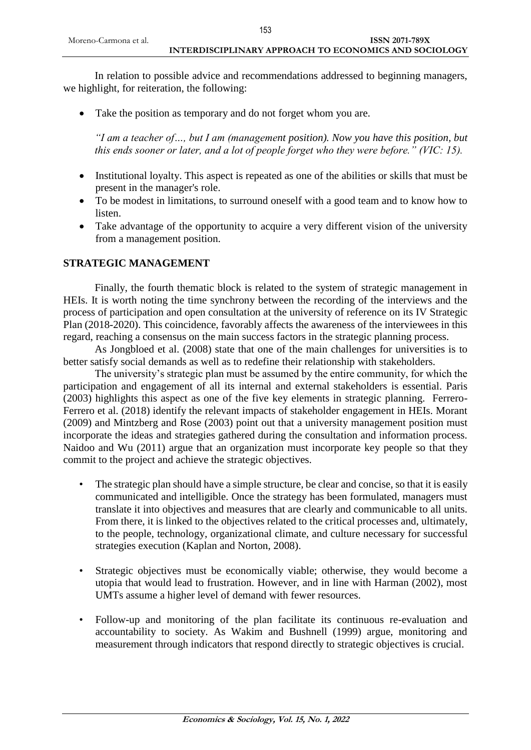In relation to possible advice and recommendations addressed to beginning managers, we highlight, for reiteration, the following:

- Take the position as temporary and do not forget whom you are.

  *"I am a teacher of…, but I am (management position). Now you have this position, but this ends sooner or later, and a lot of people forget who they were before." (VIC: 15).*

- Institutional loyalty. This aspect is repeated as one of the abilities or skills that must be present in the manager's role.
- To be modest in limitations, to surround oneself with a good team and to know how to listen.
- Take advantage of the opportunity to acquire a very different vision of the university from a management position.

## STRATEGIC MANAGEMENT

Finally, the fourth thematic block is related to the system of strategic management in HEIs. It is worth noting the time synchrony between the recording of the interviews and the process of participation and open consultation at the university of reference on its IV Strategic Plan (2018-2020). This coincidence, favorably affects the awareness of the interviewees in this regard, reaching a consensus on the main success factors in the strategic planning process.

As Jongbloed et al. (2008) state that one of the main challenges for universities is to better satisfy social demands as well as to redefine their relationship with stakeholders.

The university's strategic plan must be assumed by the entire community, for which the participation and engagement of all its internal and external stakeholders is essential. Paris (2003) highlights this aspect as one of the five key elements in strategic planning. Ferrero-Ferrero et al. (2018) identify the relevant impacts of stakeholder engagement in HEIs. Morant (2009) and Mintzberg and Rose (2003) point out that a university management position must incorporate the ideas and strategies gathered during the consultation and information process. Naidoo and Wu (2011) argue that an organization must incorporate key people so that they commit to the project and achieve the strategic objectives.

- The strategic plan should have a simple structure, be clear and concise, so that it is easily communicated and intelligible. Once the strategy has been formulated, managers must translate it into objectives and measures that are clearly and communicable to all units. From there, it is linked to the objectives related to the critical processes and, ultimately, to the people, technology, organizational climate, and culture necessary for successful strategies execution (Kaplan and Norton, 2008).

- Strategic objectives must be economically viable; otherwise, they would become a utopia that would lead to frustration. However, and in line with Harman (2002), most UMTs assume a higher level of demand with fewer resources.

- Follow-up and monitoring of the plan facilitate its continuous re-evaluation and accountability to society. As Wakim and Bushnell (1999) argue, monitoring and measurement through indicators that respond directly to strategic objectives is crucial.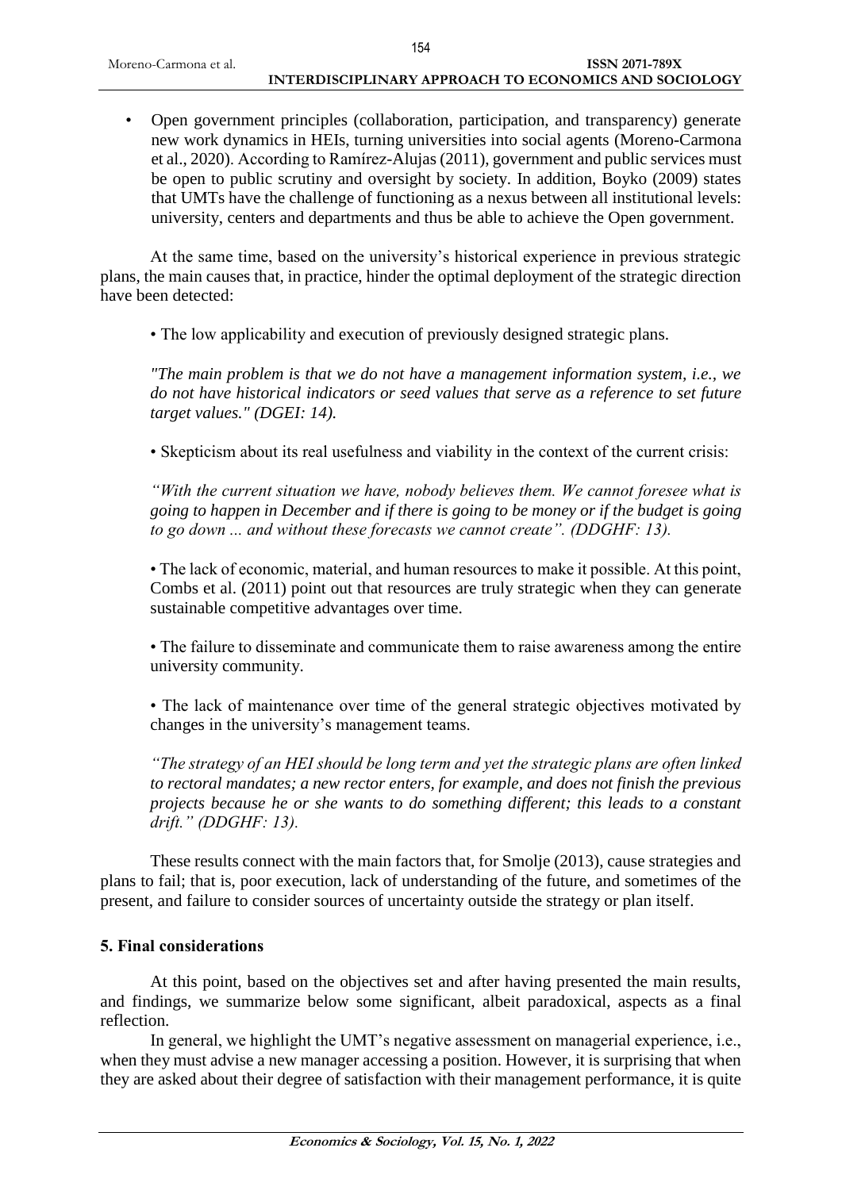- Open government principles (collaboration, participation, and transparency) generate new work dynamics in HEIs, turning universities into social agents (Moreno-Carmona et al., 2020). According to Ramírez-Alujas (2011), government and public services must be open to public scrutiny and oversight by society. In addition, Boyko (2009) states that UMTs have the challenge of functioning as a nexus between all institutional levels: university, centers and departments and thus be able to achieve the Open government.

At the same time, based on the university's historical experience in previous strategic plans, the main causes that, in practice, hinder the optimal deployment of the strategic direction have been detected:

- The low applicability and execution of previously designed strategic plans.

*"The main problem is that we do not have a management information system, i.e., we do not have historical indicators or seed values that serve as a reference to set future target values." (DGEI: 14).*

- Skepticism about its real usefulness and viability in the context of the current crisis:

*"With the current situation we have, nobody believes them. We cannot foresee what is going to happen in December and if there is going to be money or if the budget is going to go down ... and without these forecasts we cannot create". (DDGHF: 13).*

- The lack of economic, material, and human resources to make it possible. At this point, Combs et al. (2011) point out that resources are truly strategic when they can generate sustainable competitive advantages over time.

- The failure to disseminate and communicate them to raise awareness among the entire university community.

- The lack of maintenance over time of the general strategic objectives motivated by changes in the university's management teams.

*"The strategy of an HEI should be long term and yet the strategic plans are often linked to rectoral mandates; a new rector enters, for example, and does not finish the previous projects because he or she wants to do something different; this leads to a constant drift." (DDGHF: 13).*

These results connect with the main factors that, for Smolje (2013), cause strategies and plans to fail; that is, poor execution, lack of understanding of the future, and sometimes of the present, and failure to consider sources of uncertainty outside the strategy or plan itself.

## 5. Final considerations

At this point, based on the objectives set and after having presented the main results, and findings, we summarize below some significant, albeit paradoxical, aspects as a final reflection.

In general, we highlight the UMT's negative assessment on managerial experience, i.e., when they must advise a new manager accessing a position. However, it is surprising that when they are asked about their degree of satisfaction with their management performance, it is quite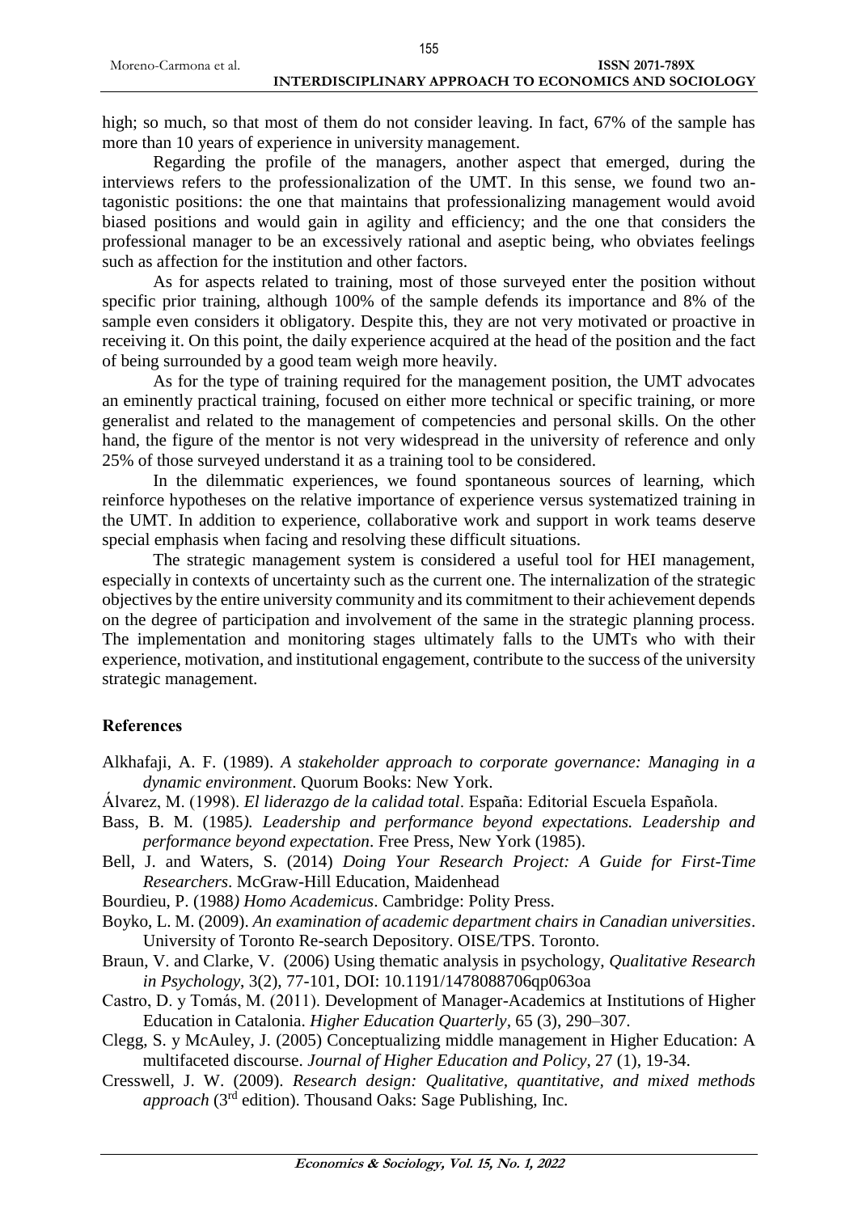high; so much, so that most of them do not consider leaving. In fact, 67% of the sample has more than 10 years of experience in university management.

Regarding the profile of the managers, another aspect that emerged, during the interviews refers to the professionalization of the UMT. In this sense, we found two antagonistic positions: the one that maintains that professionalizing management would avoid biased positions and would gain in agility and efficiency; and the one that considers the professional manager to be an excessively rational and aseptic being, who obviates feelings such as affection for the institution and other factors.

As for aspects related to training, most of those surveyed enter the position without specific prior training, although 100% of the sample defends its importance and 8% of the sample even considers it obligatory. Despite this, they are not very motivated or proactive in receiving it. On this point, the daily experience acquired at the head of the position and the fact of being surrounded by a good team weigh more heavily.

As for the type of training required for the management position, the UMT advocates an eminently practical training, focused on either more technical or specific training, or more generalist and related to the management of competencies and personal skills. On the other hand, the figure of the mentor is not very widespread in the university of reference and only 25% of those surveyed understand it as a training tool to be considered.

In the dilemmatic experiences, we found spontaneous sources of learning, which reinforce hypotheses on the relative importance of experience versus systematized training in the UMT. In addition to experience, collaborative work and support in work teams deserve special emphasis when facing and resolving these difficult situations.

The strategic management system is considered a useful tool for HEI management, especially in contexts of uncertainty such as the current one. The internalization of the strategic objectives by the entire university community and its commitment to their achievement depends on the degree of participation and involvement of the same in the strategic planning process. The implementation and monitoring stages ultimately falls to the UMTs who with their experience, motivation, and institutional engagement, contribute to the success of the university strategic management.

## References

Alkhafaji, A. F. (1989). *A stakeholder approach to corporate governance: Managing in a dynamic environment*. Quorum Books: New York.

Álvarez, M. (1998). *El liderazgo de la calidad total*. España: Editorial Escuela Española.

Bass, B. M. (1985*). Leadership and performance beyond expectations. Leadership and performance beyond expectation*. Free Press, New York (1985).

Bell, J. and Waters, S. (2014) *Doing Your Research Project: A Guide for First-Time Researchers*. McGraw-Hill Education, Maidenhead

Bourdieu, P. (1988*) Homo Academicus*. Cambridge: Polity Press.

Boyko, L. M. (2009). *An examination of academic department chairs in Canadian universities*. University of Toronto Re-search Depository. OISE/TPS. Toronto.

Braun, V. and Clarke, V. (2006) Using thematic analysis in psychology, *Qualitative Research in Psychology*, 3(2), 77-101, DOI: 10.1191/1478088706qp063oa

Castro, D. y Tomás, M. (2011). Development of Manager-Academics at Institutions of Higher Education in Catalonia. *Higher Education Quarterly*, 65 (3), 290–307.

Clegg, S. y McAuley, J. (2005) Conceptualizing middle management in Higher Education: A multifaceted discourse. *Journal of Higher Education and Policy*, 27 (1), 19-34.

Cresswell, J. W. (2009). *Research design: Qualitative, quantitative, and mixed methods approach* (3rd edition). Thousand Oaks: Sage Publishing, Inc.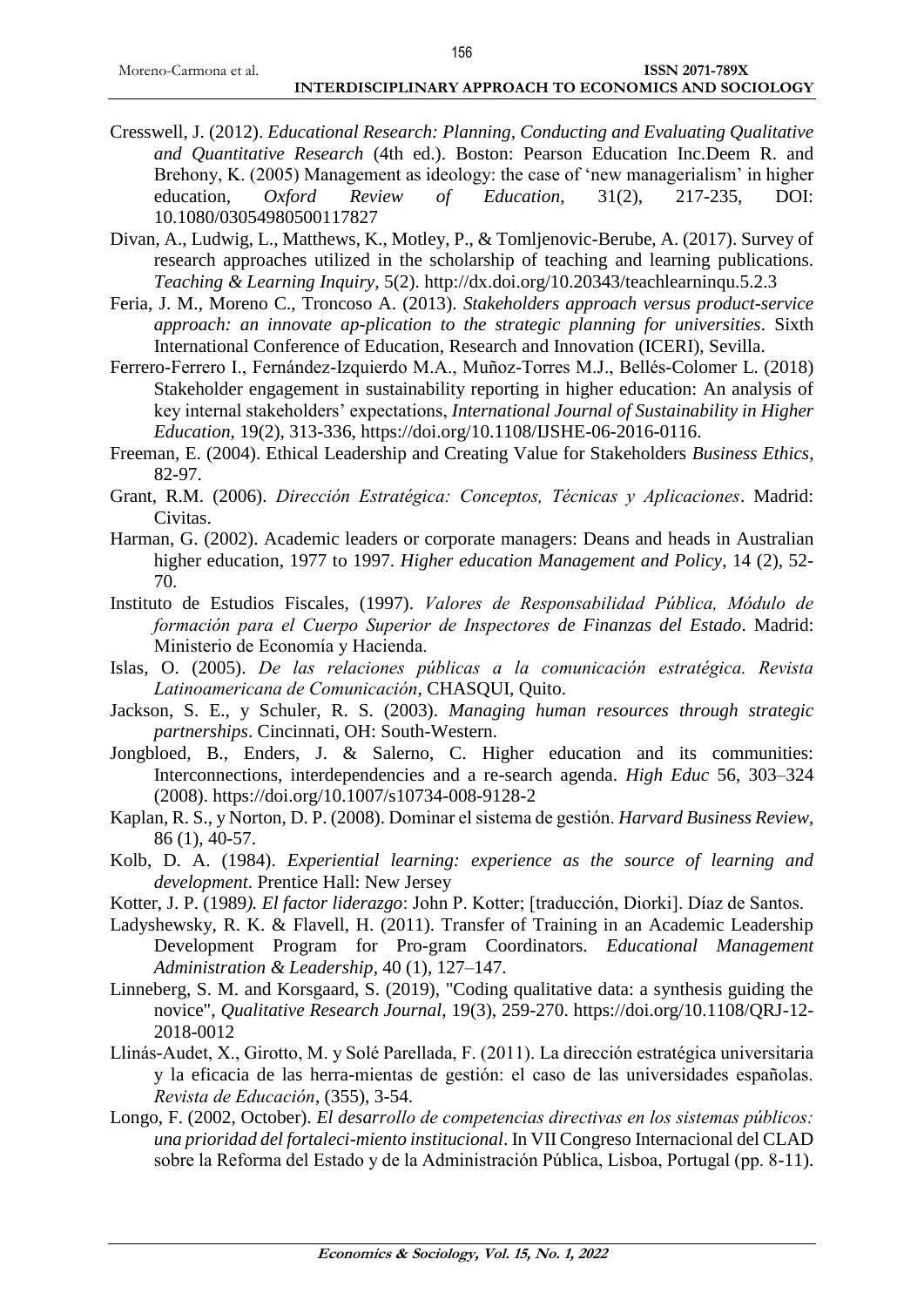Cresswell, J. (2012). *Educational Research: Planning, Conducting and Evaluating Qualitative and Quantitative Research* (4th ed.). Boston: Pearson Education Inc.Deem R. and Brehony, K. (2005) Management as ideology: the case of 'new managerialism' in higher education, *Oxford Review of Education*, 31(2), 217-235, DOI: 10.1080/03054980500117827

Divan, A., Ludwig, L., Matthews, K., Motley, P., & Tomljenovic-Berube, A. (2017). Survey of research approaches utilized in the scholarship of teaching and learning publications. *Teaching & Learning Inquiry*, 5(2). http://dx.doi.org/10.20343/teachlearninqu.5.2.3

Feria, J. M., Moreno C., Troncoso A. (2013). *Stakeholders approach versus product-service approach: an innovate ap-plication to the strategic planning for universities*. Sixth International Conference of Education, Research and Innovation (ICERI), Sevilla.

Ferrero-Ferrero I., Fernández-Izquierdo M.A., Muñoz-Torres M.J., Bellés-Colomer L. (2018) Stakeholder engagement in sustainability reporting in higher education: An analysis of key internal stakeholders' expectations, *International Journal of Sustainability in Higher Education*, 19(2), 313-336, https://doi.org/10.1108/IJSHE-06-2016-0116.

Freeman, E. (2004). Ethical Leadership and Creating Value for Stakeholders *Business Ethics*, 82-97.

Grant, R.M. (2006). *Dirección Estratégica: Conceptos, Técnicas y Aplicaciones*. Madrid: Civitas.

Harman, G. (2002). Academic leaders or corporate managers: Deans and heads in Australian higher education, 1977 to 1997. *Higher education Management and Policy*, 14 (2), 52-70.

Instituto de Estudios Fiscales, (1997). *Valores de Responsabilidad Pública, Módulo de formación para el Cuerpo Superior de Inspectores de Finanzas del Estado*. Madrid: Ministerio de Economía y Hacienda.

Islas, O. (2005). *De las relaciones públicas a la comunicación estratégica. Revista Latinoamericana de Comunicación*, CHASQUI, Quito.

Jackson, S. E., y Schuler, R. S. (2003). *Managing human resources through strategic partnerships*. Cincinnati, OH: South-Western.

Jongbloed, B., Enders, J. & Salerno, C. Higher education and its communities: Interconnections, interdependencies and a re-search agenda. *High Educ* 56, 303–324 (2008). https://doi.org/10.1007/s10734-008-9128-2

Kaplan, R. S., y Norton, D. P. (2008). Dominar el sistema de gestión. *Harvard Business Review*, 86 (1), 40-57.

Kolb, D. A. (1984). *Experiential learning: experience as the source of learning and development*. Prentice Hall: New Jersey

Kotter, J. P. (1989*). El factor liderazgo*: John P. Kotter; [traducción, Diorki]. Díaz de Santos.

Ladyshewsky, R. K. & Flavell, H. (2011). Transfer of Training in an Academic Leadership Development Program for Pro-gram Coordinators. *Educational Management Administration & Leadership*, 40 (1), 127–147.

Linneberg, S. M. and Korsgaard, S. (2019), "Coding qualitative data: a synthesis guiding the novice", *Qualitative Research Journal*, 19(3), 259-270. https://doi.org/10.1108/QRJ-12-2018-0012

Llinás-Audet, X., Girotto, M. y Solé Parellada, F. (2011). La dirección estratégica universitaria y la eficacia de las herra-mientas de gestión: el caso de las universidades españolas. *Revista de Educación*, (355), 3-54.

Longo, F. (2002, October). *El desarrollo de competencias directivas en los sistemas públicos: una prioridad del fortaleci-miento institucional*. In VII Congreso Internacional del CLAD sobre la Reforma del Estado y de la Administración Pública, Lisboa, Portugal (pp. 8-11).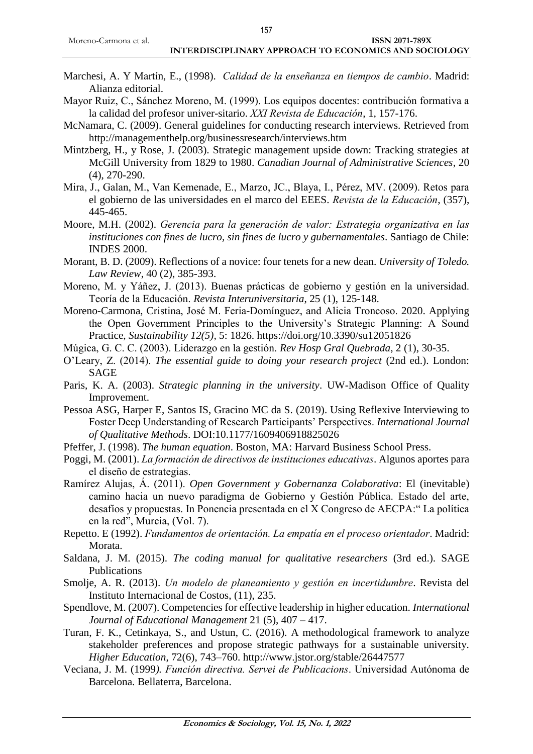Marchesi, A. Y Martín, E., (1998). *Calidad de la enseñanza en tiempos de cambio*. Madrid: Alianza editorial.

Mayor Ruiz, C., Sánchez Moreno, M. (1999). Los equipos docentes: contribución formativa a la calidad del profesor univer-sitario. *XXI Revista de Educación*, 1, 157-176.

McNamara, C. (2009). General guidelines for conducting research interviews. Retrieved from http://managementhelp.org/businessresearch/interviews.htm

Mintzberg, H., y Rose, J. (2003). Strategic management upside down: Tracking strategies at McGill University from 1829 to 1980. *Canadian Journal of Administrative Sciences*, 20 (4), 270-290.

Mira, J., Galan, M., Van Kemenade, E., Marzo, JC., Blaya, I., Pérez, MV. (2009). Retos para el gobierno de las universidades en el marco del EEES. *Revista de la Educación*, (357), 445-465.

Moore, M.H. (2002). *Gerencia para la generación de valor: Estrategia organizativa en las instituciones con fines de lucro, sin fines de lucro y gubernamentales*. Santiago de Chile: INDES 2000.

Morant, B. D. (2009). Reflections of a novice: four tenets for a new dean. *University of Toledo. Law Review*, 40 (2), 385-393.

Moreno, M. y Yáñez, J. (2013). Buenas prácticas de gobierno y gestión en la universidad. Teoría de la Educación. *Revista Interuniversitaria*, 25 (1), 125-148.

Moreno-Carmona, Cristina, José M. Feria-Domínguez, and Alicia Troncoso. 2020. Applying the Open Government Principles to the University's Strategic Planning: A Sound Practice, *Sustainability 12(5),* 5: 1826. https://doi.org/10.3390/su12051826

Múgica, G. C. C. (2003). Liderazgo en la gestión. *Rev Hosp Gral Quebrada*, 2 (1), 30-35.

O'Leary, Z. (2014). *The essential guide to doing your research project* (2nd ed.). London: SAGE

Paris, K. A. (2003). *Strategic planning in the university*. UW-Madison Office of Quality Improvement.

Pessoa ASG, Harper E, Santos IS, Gracino MC da S. (2019). Using Reflexive Interviewing to Foster Deep Understanding of Research Participants' Perspectives. *International Journal of Qualitative Methods*. DOI:10.1177/1609406918825026

Pfeffer, J. (1998). *The human equation*. Boston, MA: Harvard Business School Press.

Poggi, M. (2001). *La formación de directivos de instituciones educativas*. Algunos aportes para el diseño de estrategias.

Ramírez Alujas, Á. (2011). *Open Government y Gobernanza Colaborativa*: El (inevitable) camino hacia un nuevo paradigma de Gobierno y Gestión Pública. Estado del arte, desafíos y propuestas. In Ponencia presentada en el X Congreso de AECPA:" La política en la red", Murcia, (Vol. 7).

Repetto. E (1992). *Fundamentos de orientación. La empatía en el proceso orientador*. Madrid: Morata.

Saldana, J. M. (2015). *The coding manual for qualitative researchers* (3rd ed.). SAGE Publications

Smolje, A. R. (2013). *Un modelo de planeamiento y gestión en incertidumbre*. Revista del Instituto Internacional de Costos, (11), 235.

Spendlove, M. (2007). Competencies for effective leadership in higher education. *International Journal of Educational Management* 21 (5), 407 – 417.

Turan, F. K., Cetinkaya, S., and Ustun, C. (2016). A methodological framework to analyze stakeholder preferences and propose strategic pathways for a sustainable university. *Higher Education*, 72(6), 743–760. http://www.jstor.org/stable/26447577

Veciana, J. M. (1999*). Función directiva. Servei de Publicacions*. Universidad Autónoma de Barcelona. Bellaterra, Barcelona.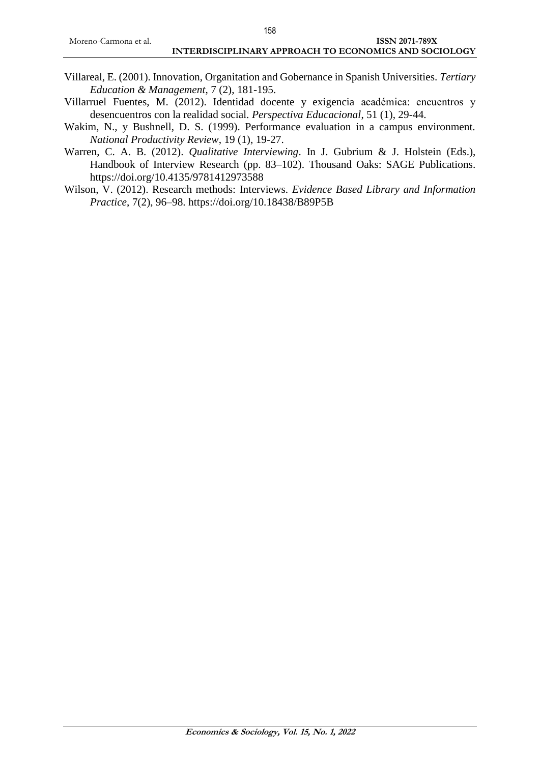Villareal, E. (2001). Innovation, Organitation and Gobernance in Spanish Universities. *Tertiary Education & Management*, 7 (2), 181-195.

Villarruel Fuentes, M. (2012). Identidad docente y exigencia académica: encuentros y desencuentros con la realidad social. *Perspectiva Educacional*, 51 (1), 29-44.

Wakim, N., y Bushnell, D. S. (1999). Performance evaluation in a campus environment. *National Productivity Review*, 19 (1), 19-27.

Warren, C. A. B. (2012). *Qualitative Interviewing*. In J. Gubrium & J. Holstein (Eds.), Handbook of Interview Research (pp. 83–102). Thousand Oaks: SAGE Publications. https://doi.org/10.4135/9781412973588

Wilson, V. (2012). Research methods: Interviews. *Evidence Based Library and Information Practice*, 7(2), 96–98. https://doi.org/10.18438/B89P5B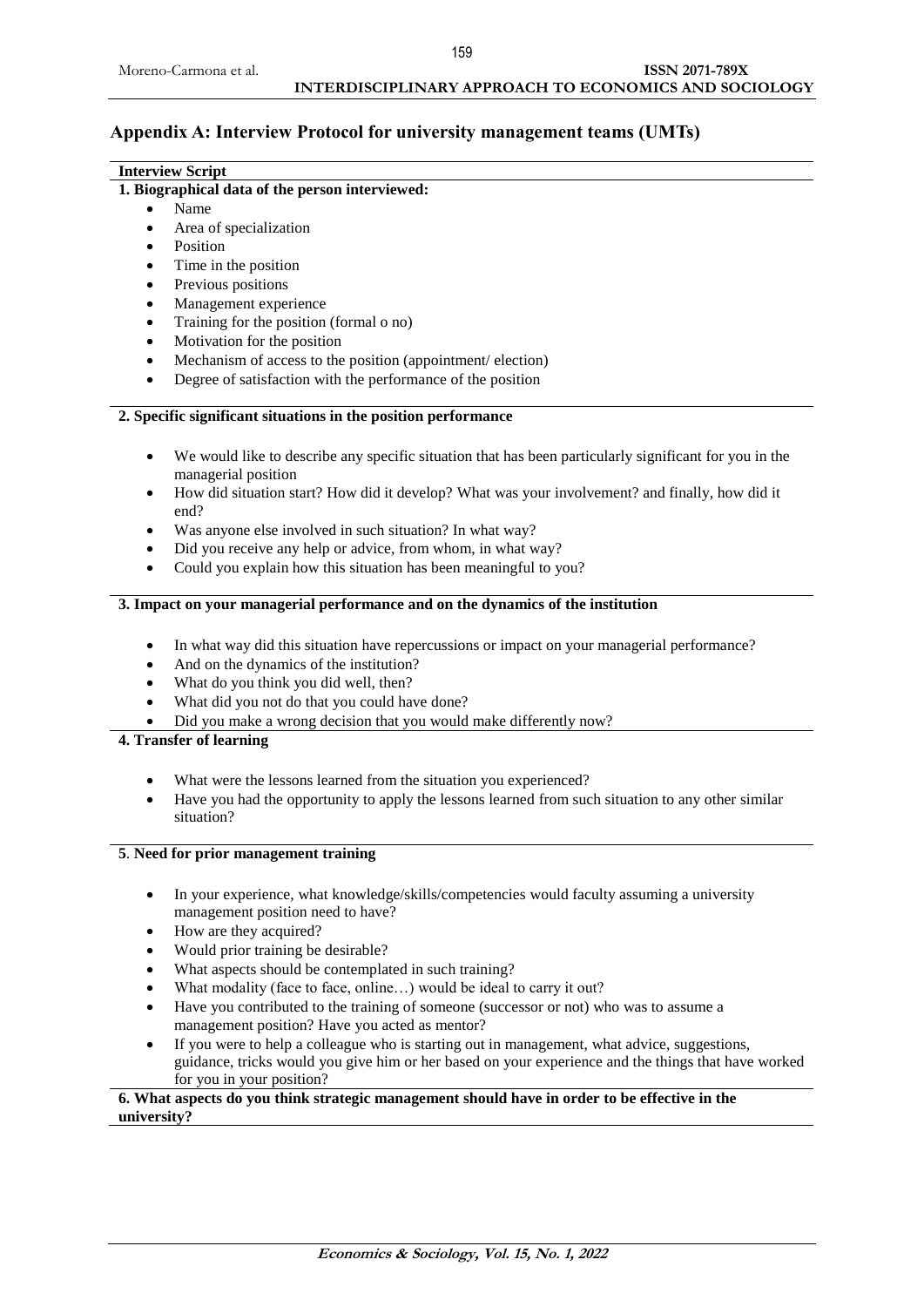## Appendix A: Interview Protocol for university management teams (UMTs)

**Interview Script**

**1. Biographical data of the person interviewed:**

- Name
- Area of specialization
- Position
- Time in the position
- Previous positions
- Management experience
- Training for the position (formal o no)
- Motivation for the position
- Mechanism of access to the position (appointment/ election)
- Degree of satisfaction with the performance of the position

**2. Specific significant situations in the position performance**

- We would like to describe any specific situation that has been particularly significant for you in the managerial position
- How did situation start? How did it develop? What was your involvement? and finally, how did it end?
- Was anyone else involved in such situation? In what way?
- Did you receive any help or advice, from whom, in what way?
- Could you explain how this situation has been meaningful to you?

**3. Impact on your managerial performance and on the dynamics of the institution**

- In what way did this situation have repercussions or impact on your managerial performance?
- And on the dynamics of the institution?
- What do you think you did well, then?
- What did you not do that you could have done?
- Did you make a wrong decision that you would make differently now?

**4. Transfer of learning**

- What were the lessons learned from the situation you experienced?
- Have you had the opportunity to apply the lessons learned from such situation to any other similar situation?

**5. Need for prior management training**

- In your experience, what knowledge/skills/competencies would faculty assuming a university management position need to have?
- How are they acquired?
- Would prior training be desirable?
- What aspects should be contemplated in such training?
- What modality (face to face, online…) would be ideal to carry it out?
- Have you contributed to the training of someone (successor or not) who was to assume a management position? Have you acted as mentor?
- If you were to help a colleague who is starting out in management, what advice, suggestions, guidance, tricks would you give him or her based on your experience and the things that have worked for you in your position?

**6. What aspects do you think strategic management should have in order to be effective in the university?**